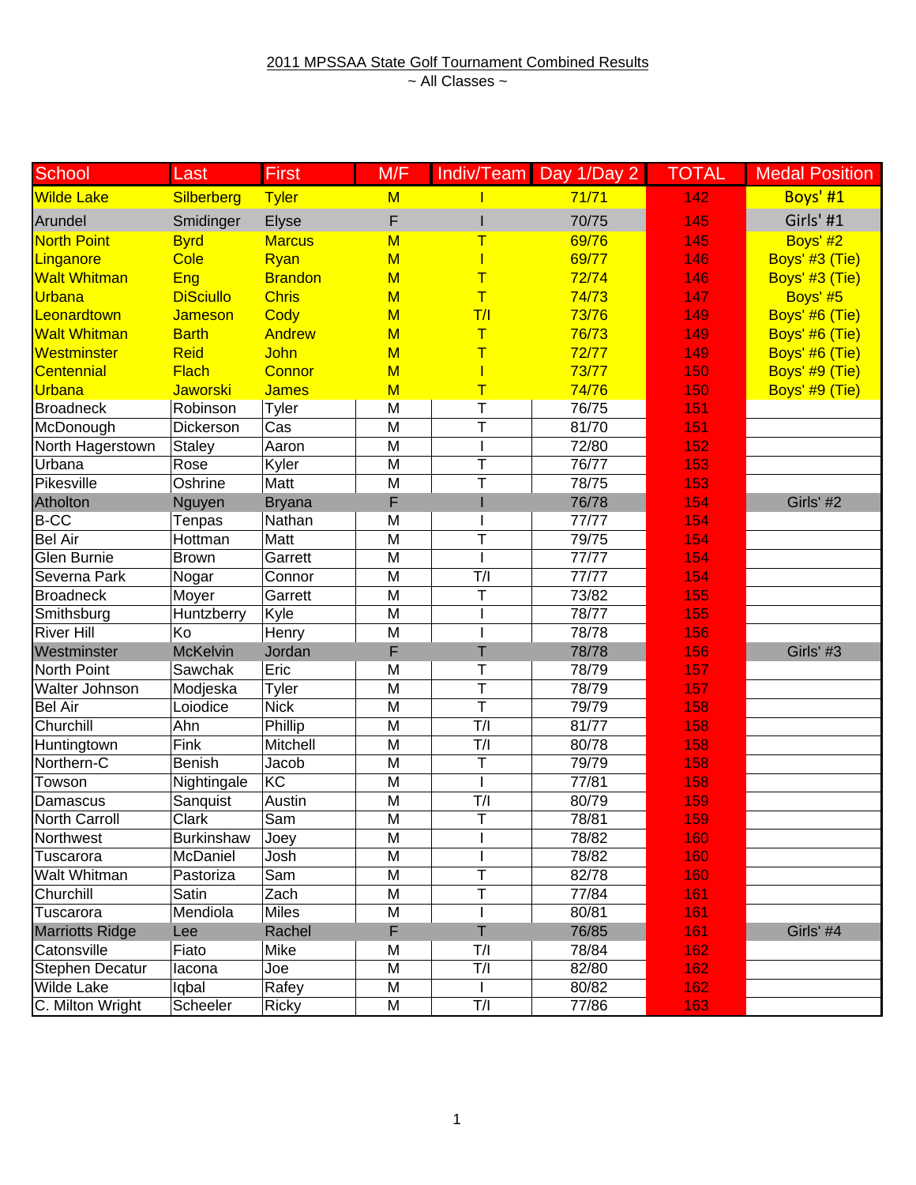2011 MPSSAA State Golf Tournament Combined Results

~ All Classes ~

| School | Last | First | M/F | Indiv/Team | Day 1/Day 2 | TOTAL | Medal Position |
|---|---|---|---|---|---|---|---|
| Wilde Lake | Silberberg | Tyler | M | I | 71/71 | 142 | Boys' #1 |
| Arundel | Smidinger | Elyse | F | I | 70/75 | 145 | Girls' #1 |
| North Point | Byrd | Marcus | M | T | 69/76 | 145 | Boys' #2 |
| Linganore | Cole | Ryan | M | I | 69/77 | 146 | Boys' #3 (Tie) |
| Walt Whitman | Eng | Brandon | M | T | 72/74 | 146 | Boys' #3 (Tie) |
| Urbana | DiSciullo | Chris | M | T | 74/73 | 147 | Boys' #5 |
| Leonardtown | Jameson | Cody | M | T/I | 73/76 | 149 | Boys' #6 (Tie) |
| Walt Whitman | Barth | Andrew | M | T | 76/73 | 149 | Boys' #6 (Tie) |
| Westminster | Reid | John | M | T | 72/77 | 149 | Boys' #6 (Tie) |
| Centennial | Flach | Connor | M | I | 73/77 | 150 | Boys' #9 (Tie) |
| Urbana | Jaworski | James | M | T | 74/76 | 150 | Boys' #9 (Tie) |
| Broadneck | Robinson | Tyler | M | T | 76/75 | 151 | |
| McDonough | Dickerson | Cas | M | T | 81/70 | 151 | |
| North Hagerstown | Staley | Aaron | M | I | 72/80 | 152 | |
| Urbana | Rose | Kyler | M | T | 76/77 | 153 | |
| Pikesville | Oshrine | Matt | M | T | 78/75 | 153 | |
| Atholton | Nguyen | Bryana | F | I | 76/78 | 154 | Girls' #2 |
| B-CC | Tenpas | Nathan | M | I | 77/77 | 154 | |
| Bel Air | Hottman | Matt | M | T | 79/75 | 154 | |
| Glen Burnie | Brown | Garrett | M | I | 77/77 | 154 | |
| Severna Park | Nogar | Connor | M | T/I | 77/77 | 154 | |
| Broadneck | Moyer | Garrett | M | T | 73/82 | 155 | |
| Smithsburg | Huntzberry | Kyle | M | I | 78/77 | 155 | |
| River Hill | Ko | Henry | M | I | 78/78 | 156 | |
| Westminster | McKelvin | Jordan | F | T | 78/78 | 156 | Girls' #3 |
| North Point | Sawchak | Eric | M | T | 78/79 | 157 | |
| Walter Johnson | Modjeska | Tyler | M | T | 78/79 | 157 | |
| Bel Air | Loiodice | Nick | M | T | 79/79 | 158 | |
| Churchill | Ahn | Phillip | M | T/I | 81/77 | 158 | |
| Huntingtown | Fink | Mitchell | M | T/I | 80/78 | 158 | |
| Northern-C | Benish | Jacob | M | T | 79/79 | 158 | |
| Towson | Nightingale | KC | M | I | 77/81 | 158 | |
| Damascus | Sanquist | Austin | M | T/I | 80/79 | 159 | |
| North Carroll | Clark | Sam | M | T | 78/81 | 159 | |
| Northwest | Burkinshaw | Joey | M | I | 78/82 | 160 | |
| Tuscarora | McDaniel | Josh | M | I | 78/82 | 160 | |
| Walt Whitman | Pastoriza | Sam | M | T | 82/78 | 160 | |
| Churchill | Satin | Zach | M | T | 77/84 | 161 | |
| Tuscarora | Mendiola | Miles | M | I | 80/81 | 161 | |
| Marriotts Ridge | Lee | Rachel | F | T | 76/85 | 161 | Girls' #4 |
| Catonsville | Fiato | Mike | M | T/I | 78/84 | 162 | |
| Stephen Decatur | Iacona | Joe | M | T/I | 82/80 | 162 | |
| Wilde Lake | Iqbal | Rafey | M | I | 80/82 | 162 | |
| C. Milton Wright | Scheeler | Ricky | M | T/I | 77/86 | 163 | |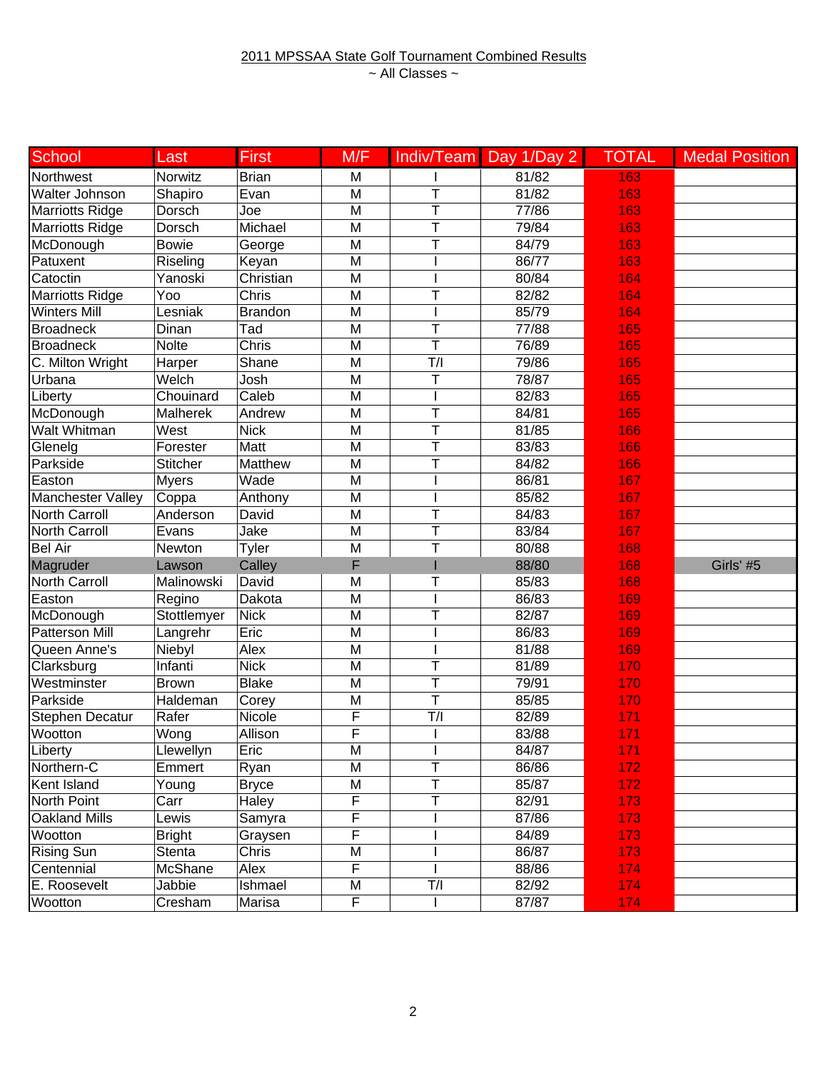2011 MPSSAA State Golf Tournament Combined Results

~ All Classes ~

| School | Last | First | M/F | Indiv/Team | Day 1/Day 2 | TOTAL | Medal Position |
|---|---|---|---|---|---|---|---|
| Northwest | Norwitz | Brian | M | I | 81/82 | 163 | |
| Walter Johnson | Shapiro | Evan | M | T | 81/82 | 163 | |
| Marriotts Ridge | Dorsch | Joe | M | T | 77/86 | 163 | |
| Marriotts Ridge | Dorsch | Michael | M | T | 79/84 | 163 | |
| McDonough | Bowie | George | M | T | 84/79 | 163 | |
| Patuxent | Riseling | Keyan | M | I | 86/77 | 163 | |
| Catoctin | Yanoski | Christian | M | I | 80/84 | 164 | |
| Marriotts Ridge | Yoo | Chris | M | T | 82/82 | 164 | |
| Winters Mill | Lesniak | Brandon | M | I | 85/79 | 164 | |
| Broadneck | Dinan | Tad | M | T | 77/88 | 165 | |
| Broadneck | Nolte | Chris | M | T | 76/89 | 165 | |
| C. Milton Wright | Harper | Shane | M | T/I | 79/86 | 165 | |
| Urbana | Welch | Josh | M | T | 78/87 | 165 | |
| Liberty | Chouinard | Caleb | M | I | 82/83 | 165 | |
| McDonough | Malherek | Andrew | M | T | 84/81 | 165 | |
| Walt Whitman | West | Nick | M | T | 81/85 | 166 | |
| Glenelg | Forester | Matt | M | T | 83/83 | 166 | |
| Parkside | Stitcher | Matthew | M | T | 84/82 | 166 | |
| Easton | Myers | Wade | M | I | 86/81 | 167 | |
| Manchester Valley | Coppa | Anthony | M | I | 85/82 | 167 | |
| North Carroll | Anderson | David | M | T | 84/83 | 167 | |
| North Carroll | Evans | Jake | M | T | 83/84 | 167 | |
| Bel Air | Newton | Tyler | M | T | 80/88 | 168 | |
| Magruder | Lawson | Calley | F | I | 88/80 | 168 | Girls' #5 |
| North Carroll | Malinowski | David | M | T | 85/83 | 168 | |
| Easton | Regino | Dakota | M | I | 86/83 | 169 | |
| McDonough | Stottlemyer | Nick | M | T | 82/87 | 169 | |
| Patterson Mill | Langrehr | Eric | M | I | 86/83 | 169 | |
| Queen Anne's | Niebyl | Alex | M | I | 81/88 | 169 | |
| Clarksburg | Infanti | Nick | M | T | 81/89 | 170 | |
| Westminster | Brown | Blake | M | T | 79/91 | 170 | |
| Parkside | Haldeman | Corey | M | T | 85/85 | 170 | |
| Stephen Decatur | Rafer | Nicole | F | T/I | 82/89 | 171 | |
| Wootton | Wong | Allison | F | I | 83/88 | 171 | |
| Liberty | Llewellyn | Eric | M | I | 84/87 | 171 | |
| Northern-C | Emmert | Ryan | M | T | 86/86 | 172 | |
| Kent Island | Young | Bryce | M | T | 85/87 | 172 | |
| North Point | Carr | Haley | F | T | 82/91 | 173 | |
| Oakland Mills | Lewis | Samyra | F | I | 87/86 | 173 | |
| Wootton | Bright | Graysen | F | I | 84/89 | 173 | |
| Rising Sun | Stenta | Chris | M | I | 86/87 | 173 | |
| Centennial | McShane | Alex | F | I | 88/86 | 174 | |
| E. Roosevelt | Jabbie | Ishmael | M | T/I | 82/92 | 174 | |
| Wootton | Cresham | Marisa | F | I | 87/87 | 174 | |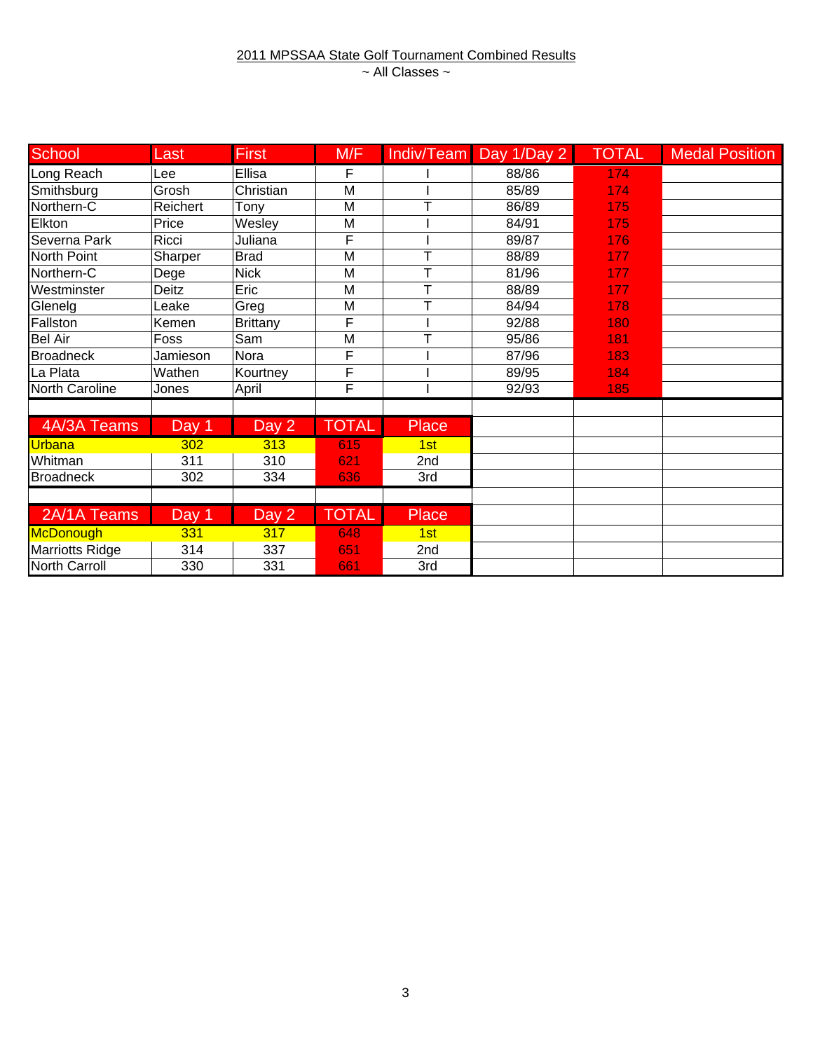2011 MPSSAA State Golf Tournament Combined Results

~ All Classes ~

| School | Last | First | M/F | Indiv/Team | Day 1/Day 2 | TOTAL | Medal Position |
|---|---|---|---|---|---|---|---|
| Long Reach | Lee | Ellisa | F | I | 88/86 | 174 | |
| Smithsburg | Grosh | Christian | M | I | 85/89 | 174 | |
| Northern-C | Reichert | Tony | M | T | 86/89 | 175 | |
| Elkton | Price | Wesley | M | I | 84/91 | 175 | |
| Severna Park | Ricci | Juliana | F | I | 89/87 | 176 | |
| North Point | Sharper | Brad | M | T | 88/89 | 177 | |
| Northern-C | Dege | Nick | M | T | 81/96 | 177 | |
| Westminster | Deitz | Eric | M | T | 88/89 | 177 | |
| Glenelg | Leake | Greg | M | T | 84/94 | 178 | |
| Fallston | Kemen | Brittany | F | I | 92/88 | 180 | |
| Bel Air | Foss | Sam | M | T | 95/86 | 181 | |
| Broadneck | Jamieson | Nora | F | I | 87/96 | 183 | |
| La Plata | Wathen | Kourtney | F | I | 89/95 | 184 | |
| North Caroline | Jones | April | F | I | 92/93 | 185 | |

| 4A/3A Teams | Day 1 | Day 2 | TOTAL | Place |
|---|---|---|---|---|
| Urbana | 302 | 313 | 615 | 1st |
| Whitman | 311 | 310 | 621 | 2nd |
| Broadneck | 302 | 334 | 636 | 3rd |

| 2A/1A Teams | Day 1 | Day 2 | TOTAL | Place |
|---|---|---|---|---|
| McDonough | 331 | 317 | 648 | 1st |
| Marriotts Ridge | 314 | 337 | 651 | 2nd |
| North Carroll | 330 | 331 | 661 | 3rd |